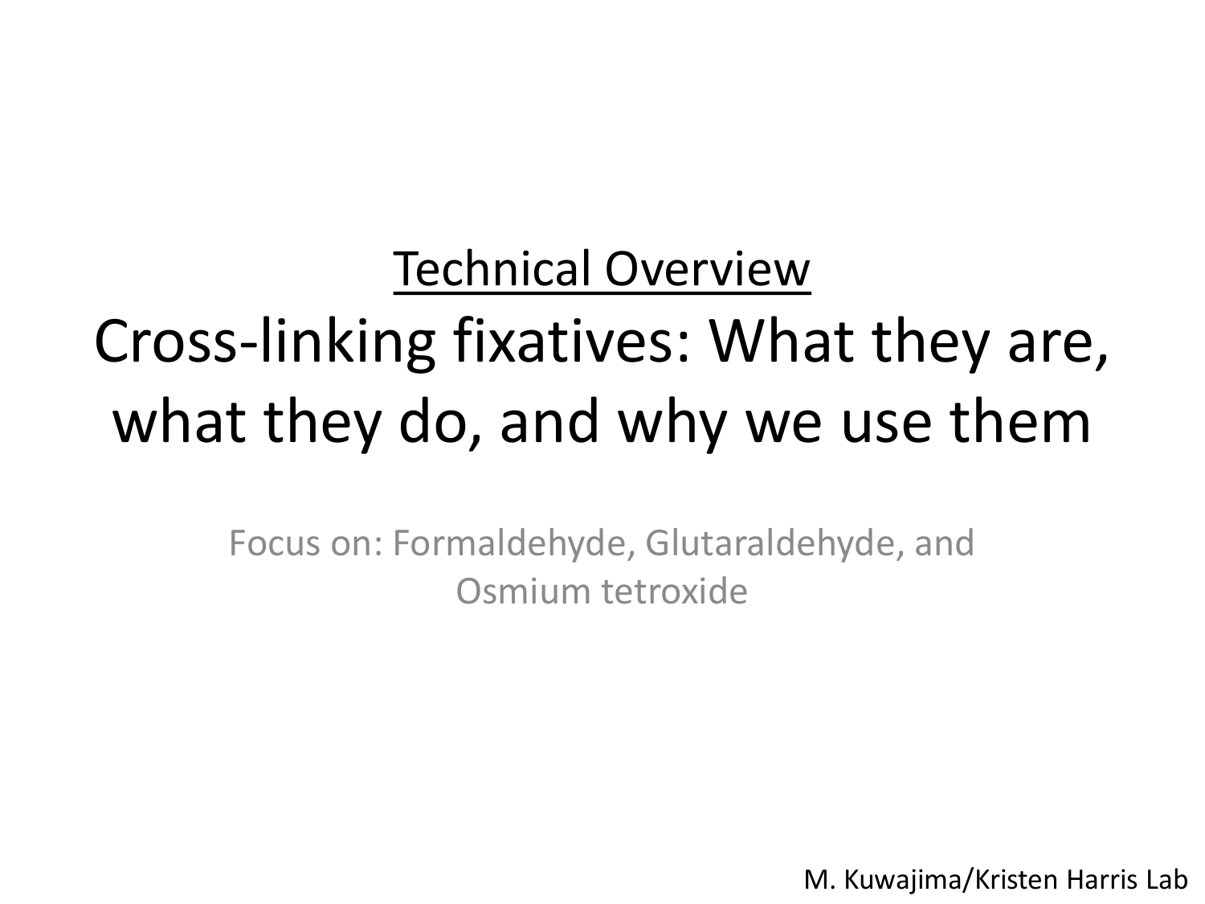<u>Technical Overview</u>

# Cross-linking fixatives: What they are, what they do, and why we use them

Focus on: Formaldehyde, Glutaraldehyde, and Osmium tetroxide

M. Kuwajima/Kristen Harris Lab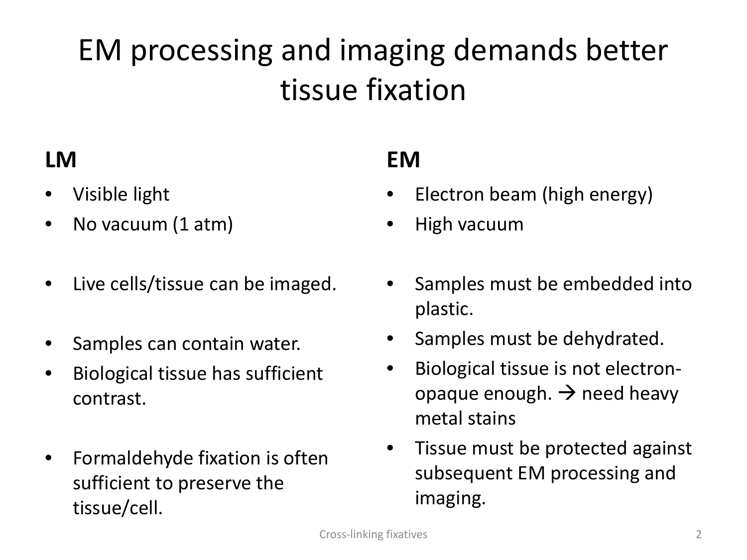# EM processing and imaging demands better tissue fixation

**LM**

- Visible light
- No vacuum (1 atm)
- Live cells/tissue can be imaged.
- Samples can contain water.
- Biological tissue has sufficient contrast.
- Formaldehyde fixation is often sufficient to preserve the tissue/cell.

**EM**

- Electron beam (high energy)
- High vacuum
- Samples must be embedded into plastic.
- Samples must be dehydrated.
- Biological tissue is not electron-opaque enough. → need heavy metal stains
- Tissue must be protected against subsequent EM processing and imaging.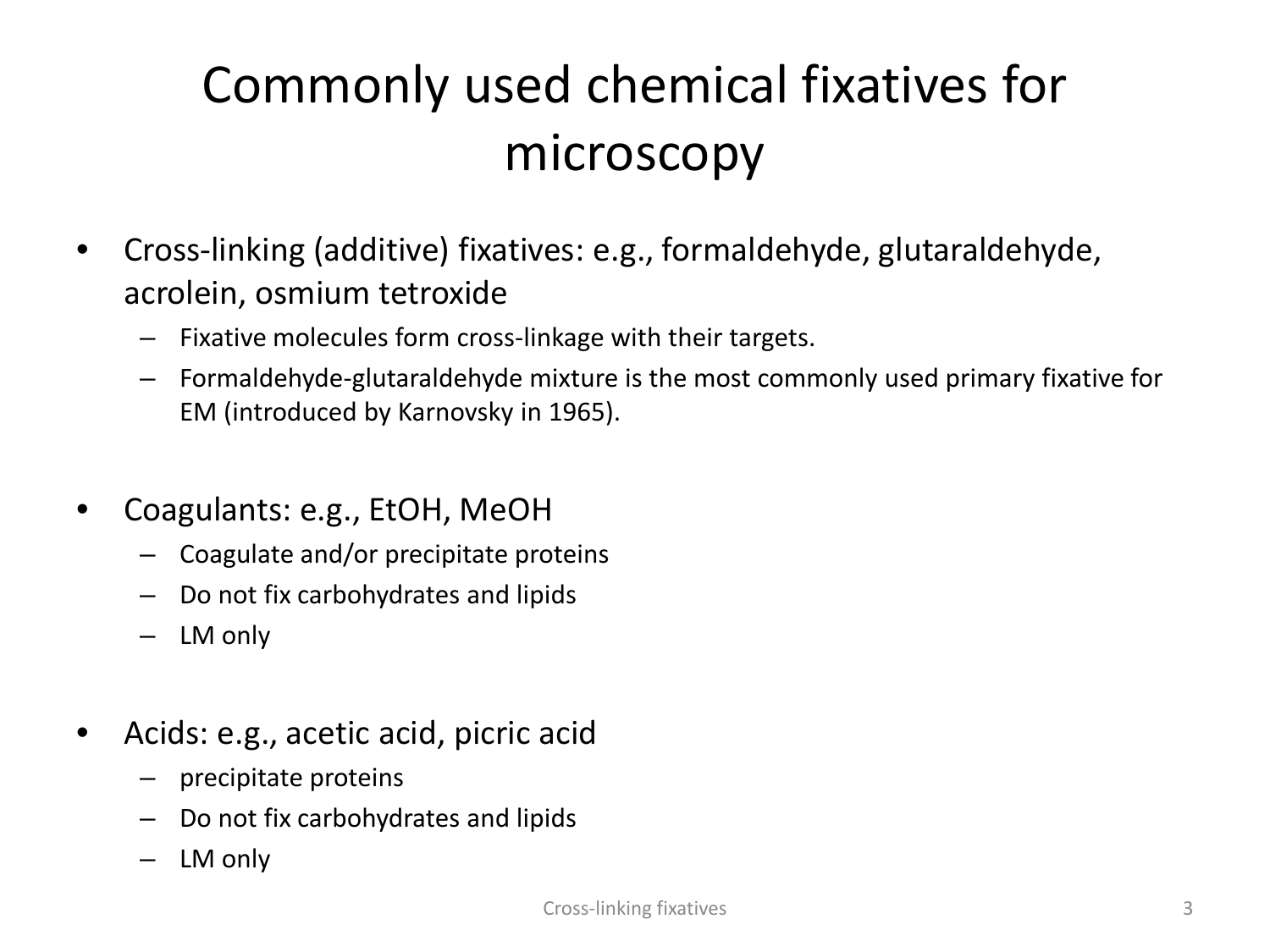# Commonly used chemical fixatives for microscopy

- Cross-linking (additive) fixatives: e.g., formaldehyde, glutaraldehyde, acrolein, osmium tetroxide
  - Fixative molecules form cross-linkage with their targets.
  - Formaldehyde-glutaraldehyde mixture is the most commonly used primary fixative for EM (introduced by Karnovsky in 1965).
- Coagulants: e.g., EtOH, MeOH
  - Coagulate and/or precipitate proteins
  - Do not fix carbohydrates and lipids
  - LM only
- Acids: e.g., acetic acid, picric acid
  - precipitate proteins
  - Do not fix carbohydrates and lipids
  - LM only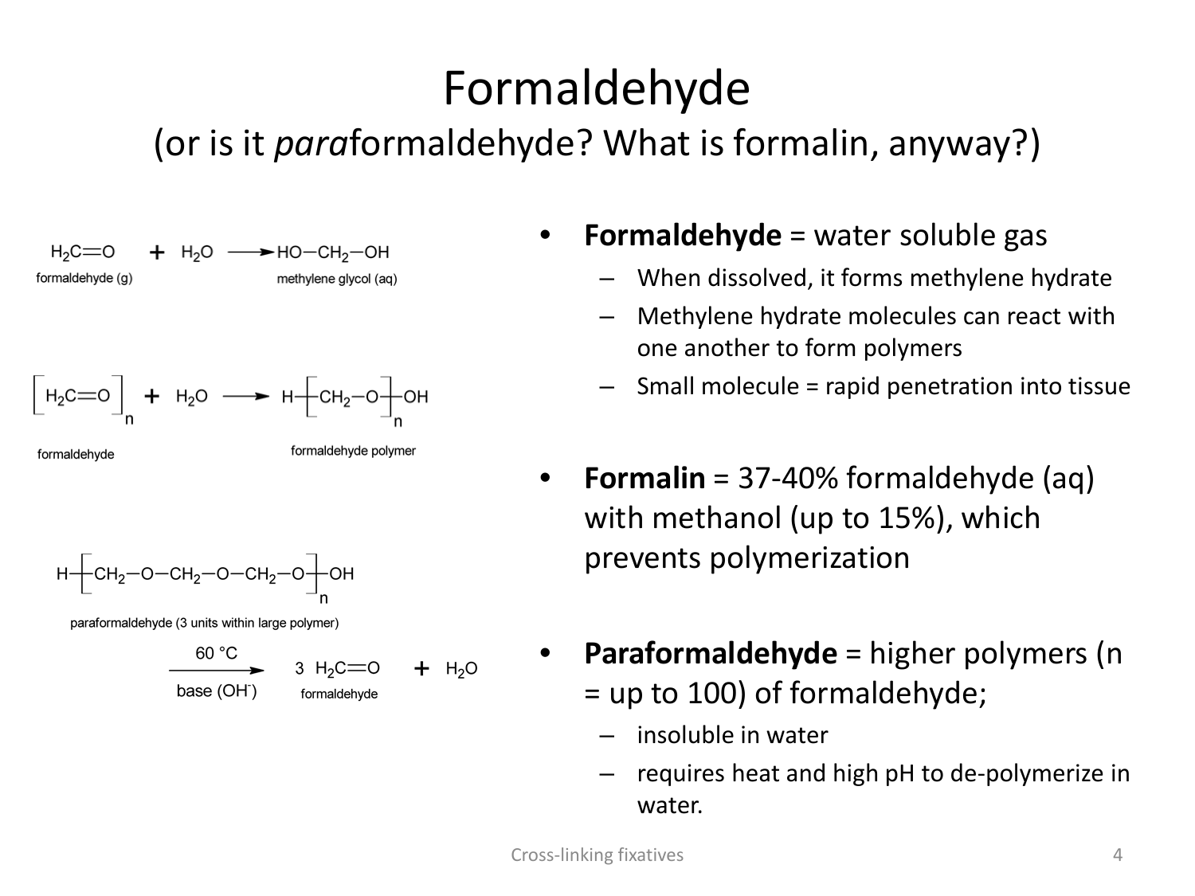# Formaldehyde

## (or is it *para*formaldehyde? What is formalin, anyway?)

$$H_2C{=}O + H_2O \longrightarrow HO{-}CH_2{-}OH$$

formaldehyde (g) → methylene glycol (aq)

$$[H_2C{=}O]_n + H_2O \longrightarrow H{-}[CH_2{-}O]_n{-}OH$$

formaldehyde → formaldehyde polymer

$$H{-}[CH_2{-}O{-}CH_2{-}O{-}CH_2{-}O]_n{-}OH$$

paraformaldehyde (3 units within large polymer)

$$\xrightarrow[\text{base } (OH^-)]{60\ ^\circ C} 3\ H_2C{=}O + H_2O$$

formaldehyde

- **Formaldehyde** = water soluble gas
  - When dissolved, it forms methylene hydrate
  - Methylene hydrate molecules can react with one another to form polymers
  - Small molecule = rapid penetration into tissue
- **Formalin** = 37-40% formaldehyde (aq) with methanol (up to 15%), which prevents polymerization
- **Paraformaldehyde** = higher polymers (n = up to 100) of formaldehyde;
  - insoluble in water
  - requires heat and high pH to de-polymerize in water.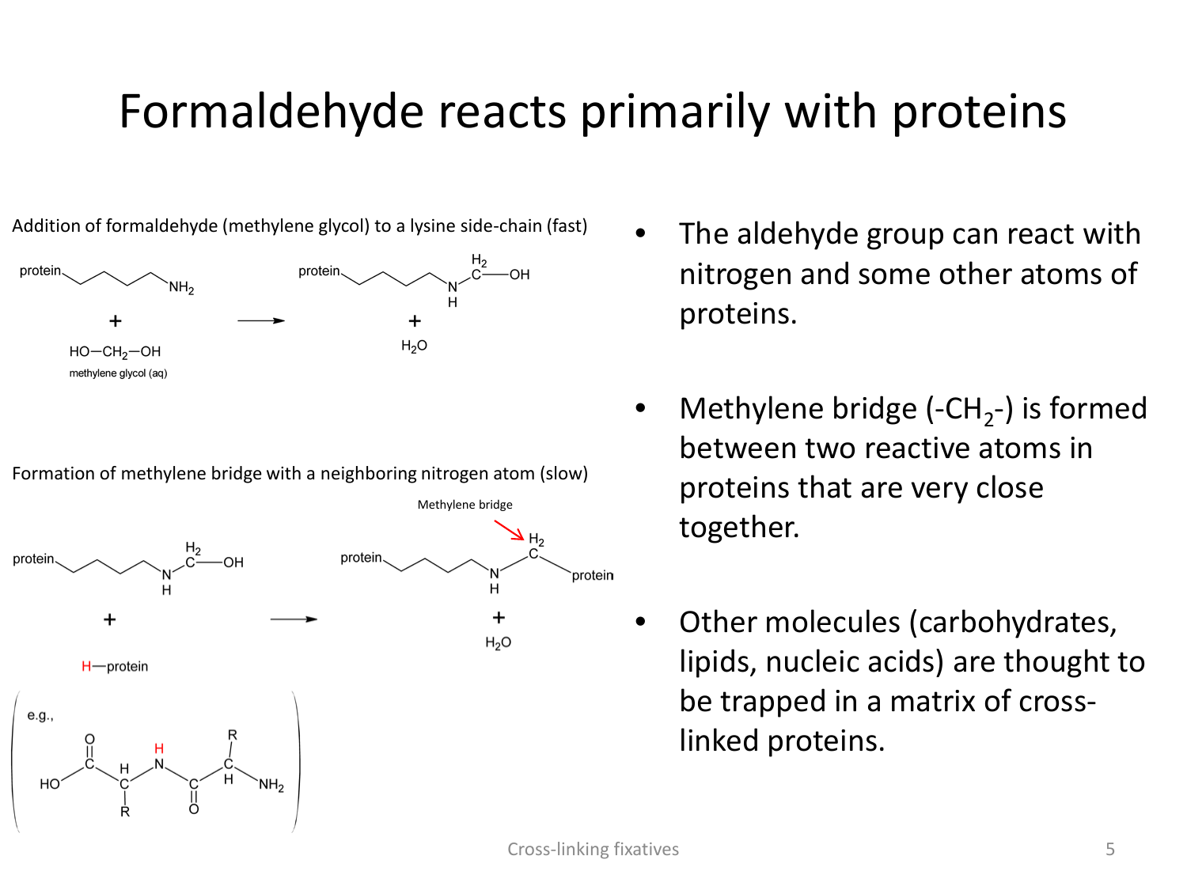# Formaldehyde reacts primarily with proteins

Addition of formaldehyde (methylene glycol) to a lysine side-chain (fast)

protein–$(CH_2)_4$–$NH_2$ + HO–$CH_2$–OH (methylene glycol (aq)) → protein–$(CH_2)_4$–NH–$CH_2$–OH + $H_2O$

Formation of methylene bridge with a neighboring nitrogen atom (slow)

protein–$(CH_2)_4$–NH–$CH_2$–OH + H–protein → protein–$(CH_2)_4$–NH–$CH_2$–protein + $H_2O$

Methylene bridge

(e.g., HO–C(=O)–CHR–NH–C(=O)–CHR–$NH_2$)

- The aldehyde group can react with nitrogen and some other atoms of proteins.
- Methylene bridge (-$CH_2$-) is formed between two reactive atoms in proteins that are very close together.
- Other molecules (carbohydrates, lipids, nucleic acids) are thought to be trapped in a matrix of cross-linked proteins.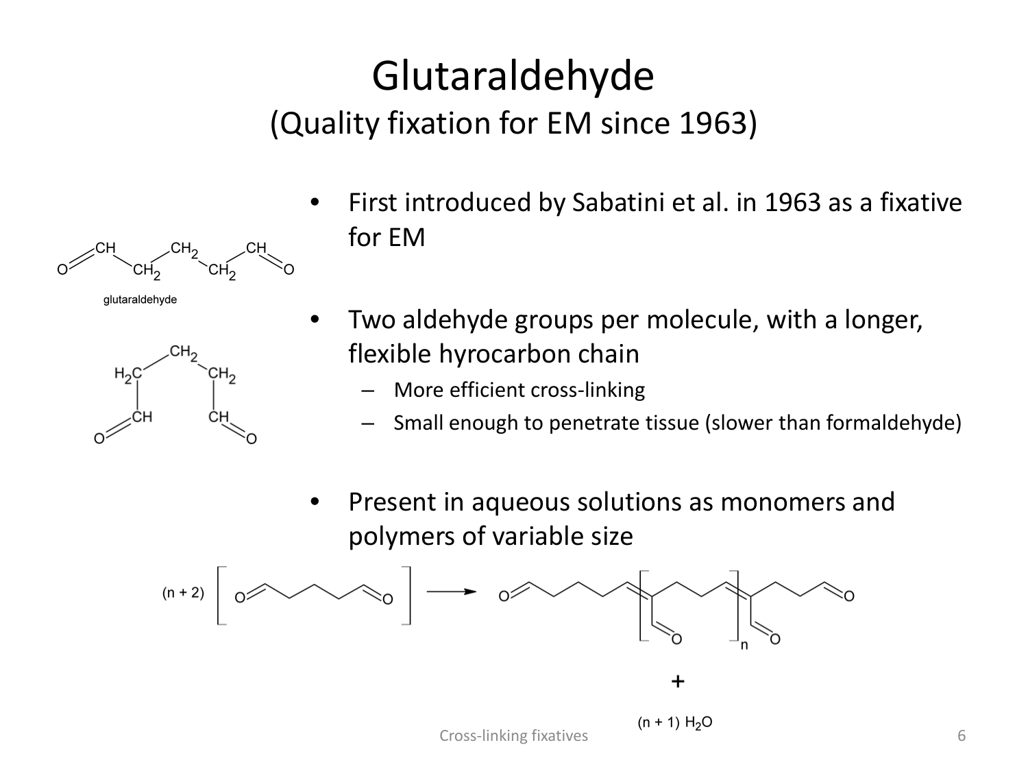# Glutaraldehyde

## (Quality fixation for EM since 1963)

glutaraldehyde

- First introduced by Sabatini et al. in 1963 as a fixative for EM
- Two aldehyde groups per molecule, with a longer, flexible hyrocarbon chain
  - More efficient cross-linking
  - Small enough to penetrate tissue (slower than formaldehyde)
- Present in aqueous solutions as monomers and polymers of variable size

(n + 2)

+

(n + 1) $H_2O$

Cross-linking fixatives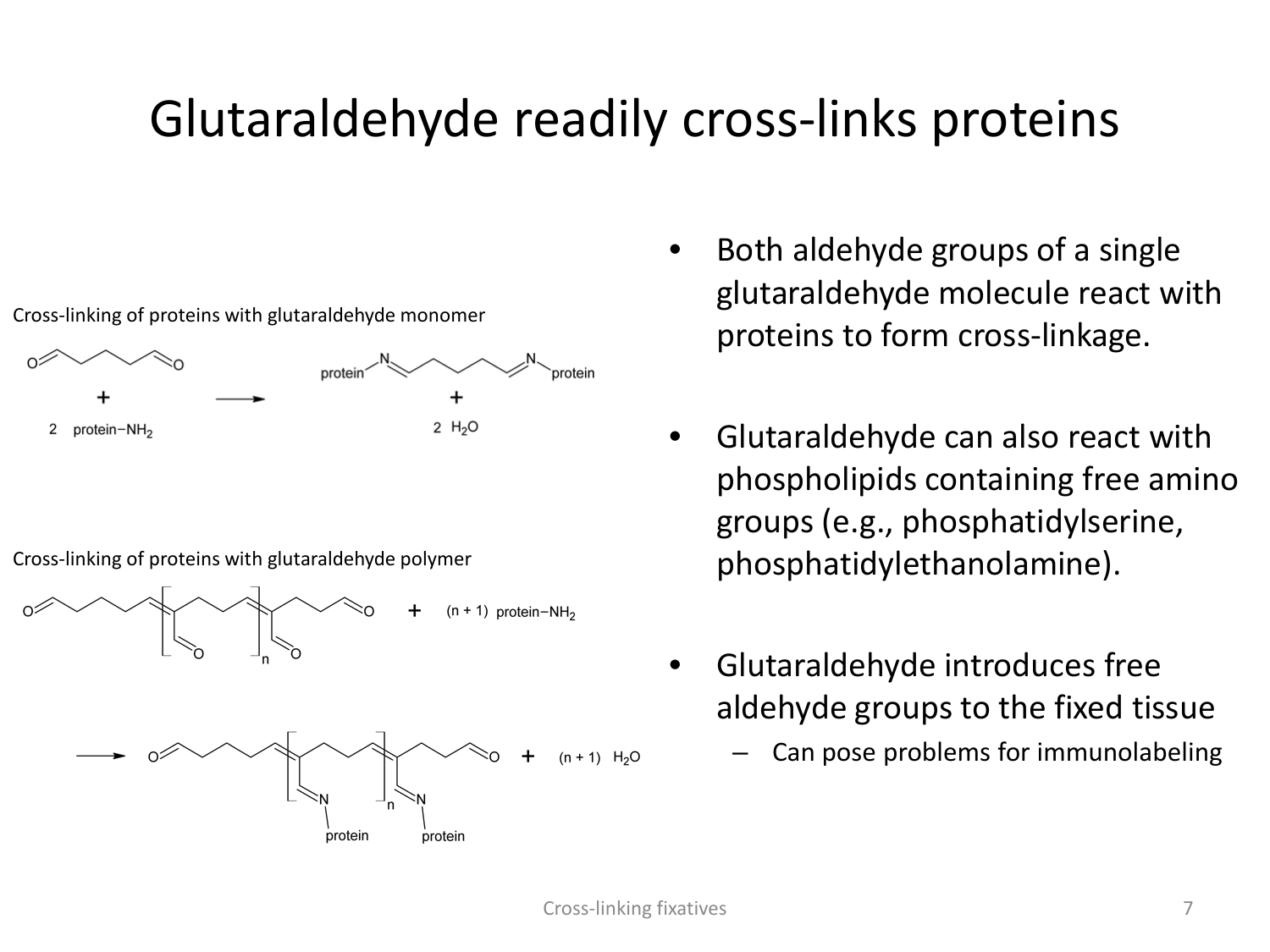# Glutaraldehyde readily cross-links proteins

Cross-linking of proteins with glutaraldehyde monomer

Cross-linking of proteins with glutaraldehyde polymer

- Both aldehyde groups of a single glutaraldehyde molecule react with proteins to form cross-linkage.
- Glutaraldehyde can also react with phospholipids containing free amino groups (e.g., phosphatidylserine, phosphatidylethanolamine).
- Glutaraldehyde introduces free aldehyde groups to the fixed tissue
  - Can pose problems for immunolabeling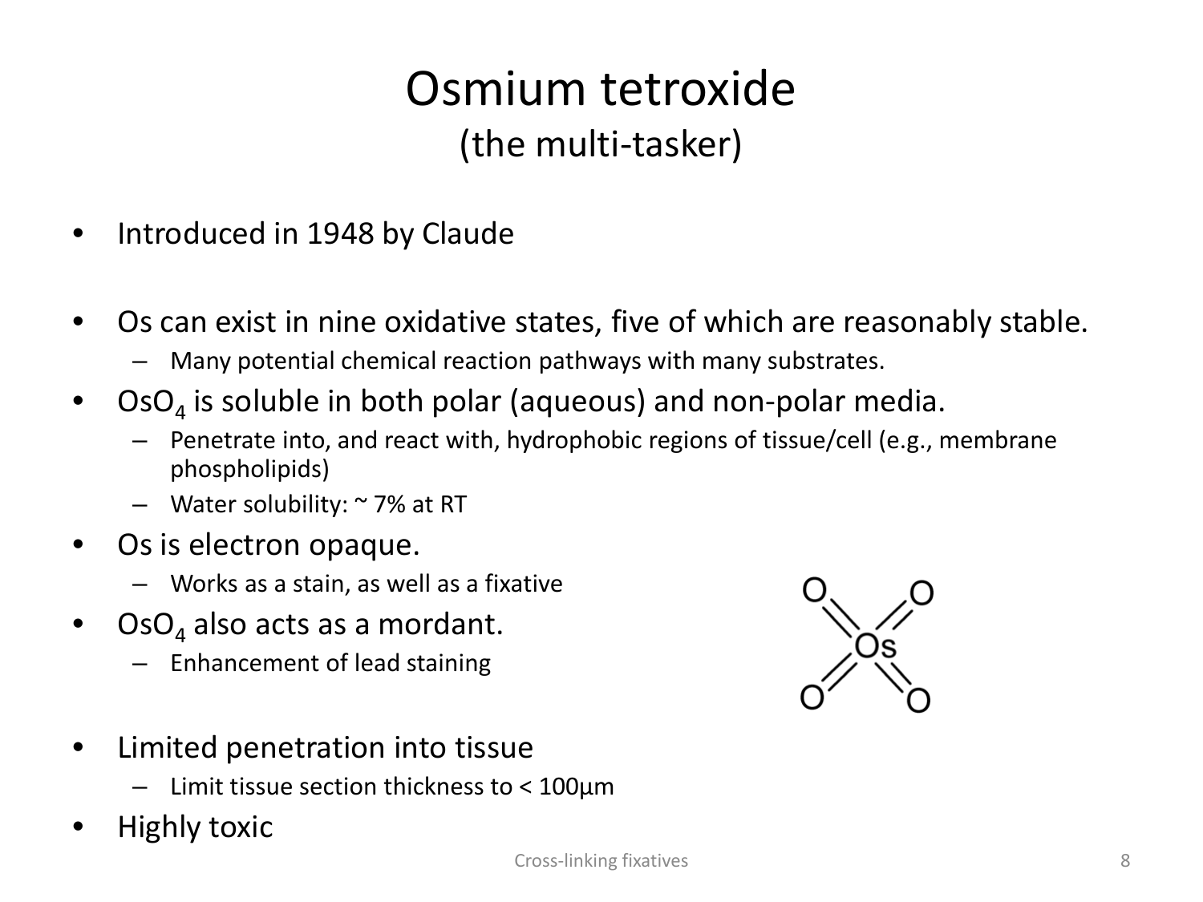# Osmium tetroxide

## (the multi-tasker)

- Introduced in 1948 by Claude
- Os can exist in nine oxidative states, five of which are reasonably stable.
  - Many potential chemical reaction pathways with many substrates.
- $OsO_4$ is soluble in both polar (aqueous) and non-polar media.
  - Penetrate into, and react with, hydrophobic regions of tissue/cell (e.g., membrane phospholipids)
  - Water solubility: ~ 7% at RT
- Os is electron opaque.
  - Works as a stain, as well as a fixative
- $OsO_4$ also acts as a mordant.
  - Enhancement of lead staining
- Limited penetration into tissue
  - Limit tissue section thickness to < 100µm
- Highly toxic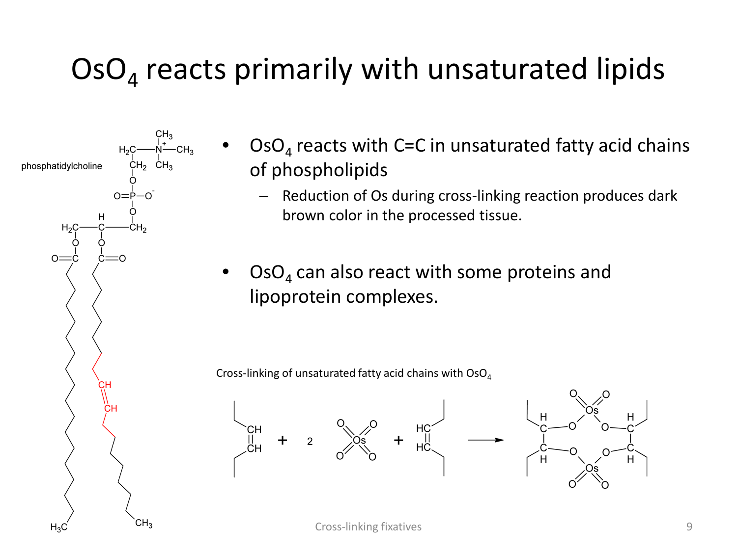# $OsO_4$ reacts primarily with unsaturated lipids

phosphatidylcholine

- $OsO_4$ reacts with C=C in unsaturated fatty acid chains of phospholipids
  - Reduction of Os during cross-linking reaction produces dark brown color in the processed tissue.

- $OsO_4$ can also react with some proteins and lipoprotein complexes.

Cross-linking of unsaturated fatty acid chains with $OsO_4$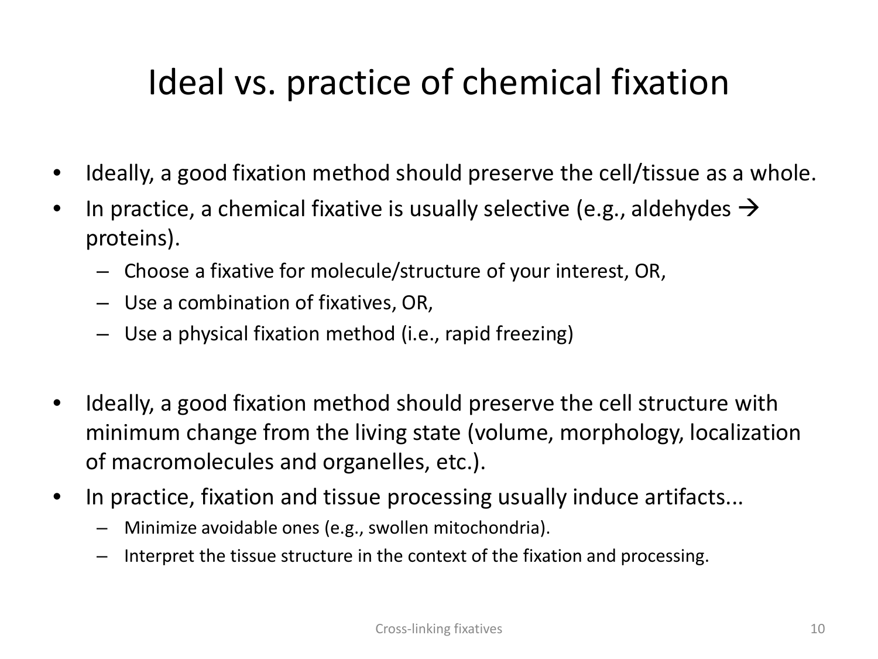# Ideal vs. practice of chemical fixation

- Ideally, a good fixation method should preserve the cell/tissue as a whole.
- In practice, a chemical fixative is usually selective (e.g., aldehydes → proteins).
  - Choose a fixative for molecule/structure of your interest, OR,
  - Use a combination of fixatives, OR,
  - Use a physical fixation method (i.e., rapid freezing)

- Ideally, a good fixation method should preserve the cell structure with minimum change from the living state (volume, morphology, localization of macromolecules and organelles, etc.).
- In practice, fixation and tissue processing usually induce artifacts...
  - Minimize avoidable ones (e.g., swollen mitochondria).
  - Interpret the tissue structure in the context of the fixation and processing.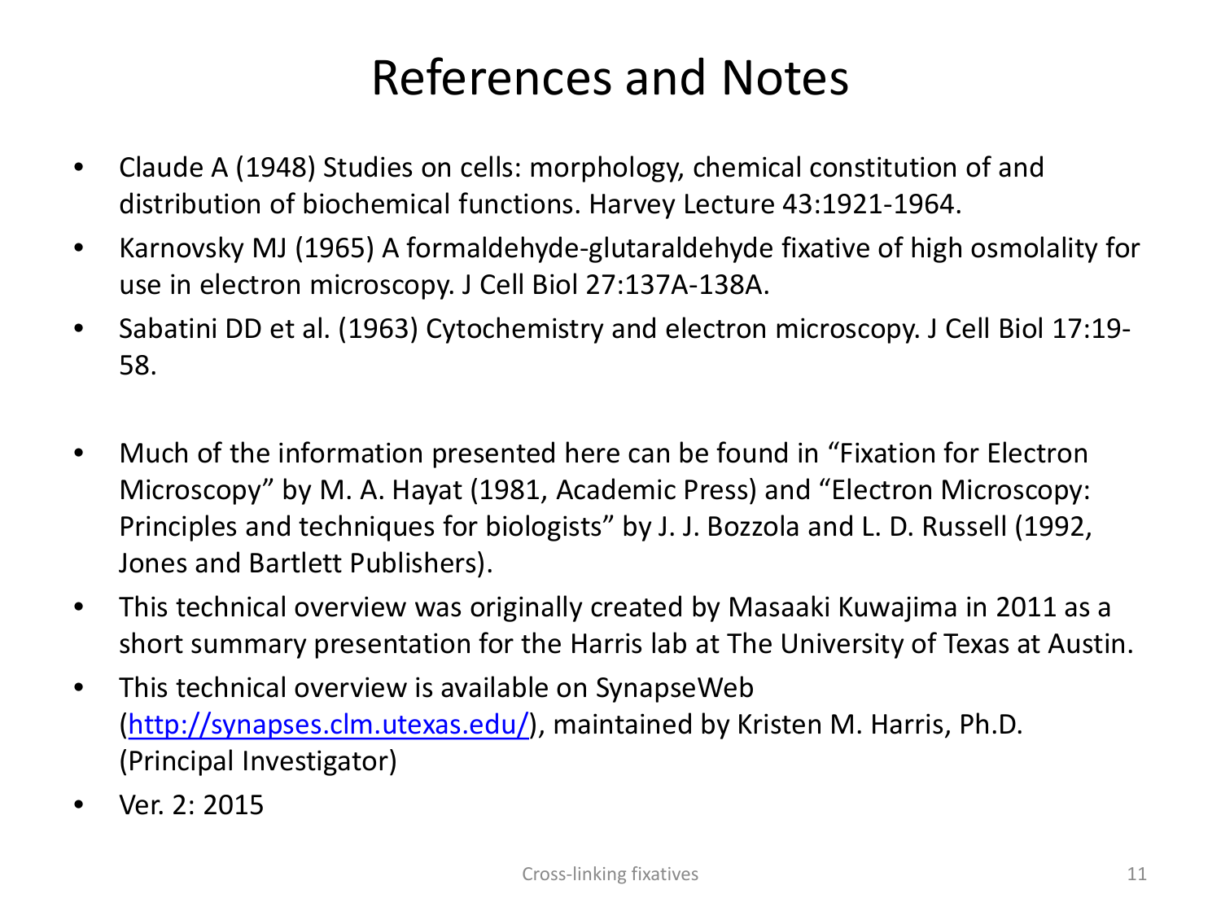# References and Notes

- Claude A (1948) Studies on cells: morphology, chemical constitution of and distribution of biochemical functions. Harvey Lecture 43:1921-1964.
- Karnovsky MJ (1965) A formaldehyde-glutaraldehyde fixative of high osmolality for use in electron microscopy. J Cell Biol 27:137A-138A.
- Sabatini DD et al. (1963) Cytochemistry and electron microscopy. J Cell Biol 17:19-58.

- Much of the information presented here can be found in "Fixation for Electron Microscopy" by M. A. Hayat (1981, Academic Press) and "Electron Microscopy: Principles and techniques for biologists" by J. J. Bozzola and L. D. Russell (1992, Jones and Bartlett Publishers).
- This technical overview was originally created by Masaaki Kuwajima in 2011 as a short summary presentation for the Harris lab at The University of Texas at Austin.
- This technical overview is available on SynapseWeb ([http://synapses.clm.utexas.edu/](http://synapses.clm.utexas.edu/)), maintained by Kristen M. Harris, Ph.D. (Principal Investigator)
- Ver. 2: 2015